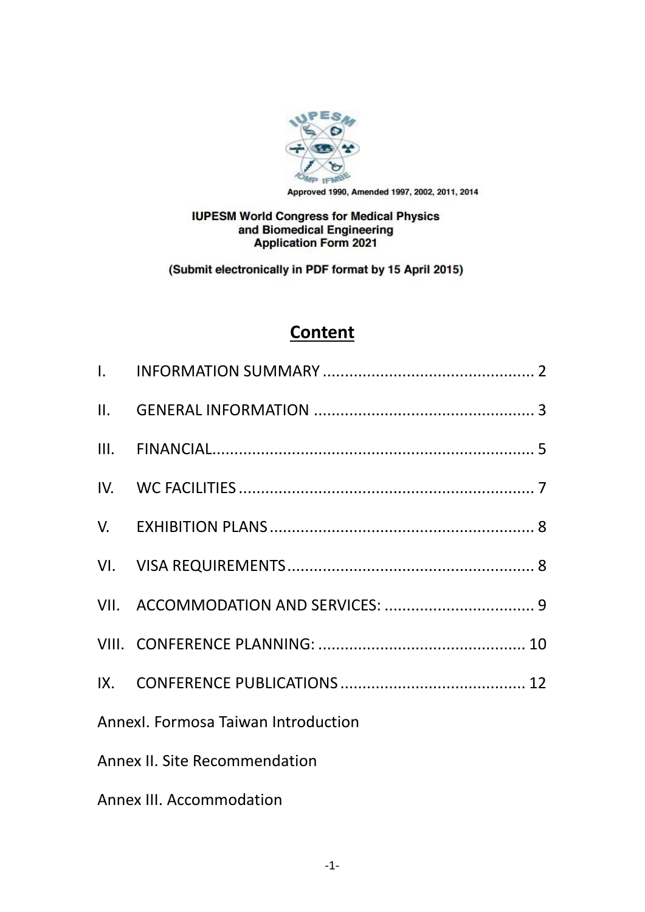Approved 1990, Amended 1997, 2002, 2011, 2014

**IUPESM World Congress for Medical Physics and Biomedical Engineering Application Form 2021**

**(Submit electronically in PDF format by 15 April 2015)**

# Content

I. INFORMATION SUMMARY ... 2

II. GENERAL INFORMATION ... 3

III. FINANCIAL... 5

IV. WC FACILITIES ... 7

V. EXHIBITION PLANS ... 8

VI. VISA REQUIREMENTS ... 8

VII. ACCOMMODATION AND SERVICES: ... 9

VIII. CONFERENCE PLANNING: ... 10

IX. CONFERENCE PUBLICATIONS ... 12

AnnexI. Formosa Taiwan Introduction

Annex II. Site Recommendation

Annex III. Accommodation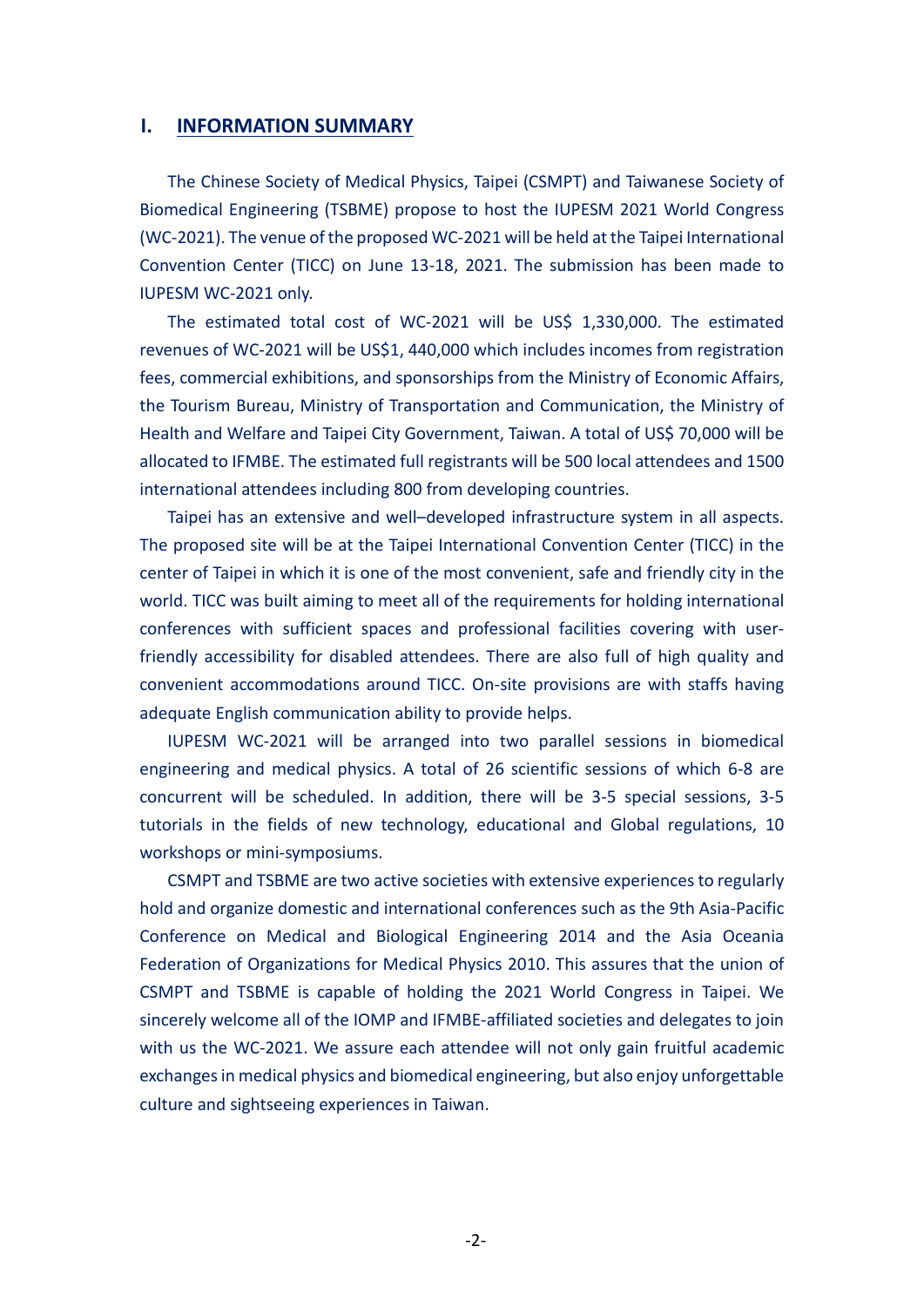## I. INFORMATION SUMMARY

The Chinese Society of Medical Physics, Taipei (CSMPT) and Taiwanese Society of Biomedical Engineering (TSBME) propose to host the IUPESM 2021 World Congress (WC-2021). The venue of the proposed WC-2021 will be held at the Taipei International Convention Center (TICC) on June 13-18, 2021. The submission has been made to IUPESM WC-2021 only.

The estimated total cost of WC-2021 will be US$ 1,330,000. The estimated revenues of WC-2021 will be US$1, 440,000 which includes incomes from registration fees, commercial exhibitions, and sponsorships from the Ministry of Economic Affairs, the Tourism Bureau, Ministry of Transportation and Communication, the Ministry of Health and Welfare and Taipei City Government, Taiwan. A total of US$ 70,000 will be allocated to IFMBE. The estimated full registrants will be 500 local attendees and 1500 international attendees including 800 from developing countries.

Taipei has an extensive and well–developed infrastructure system in all aspects. The proposed site will be at the Taipei International Convention Center (TICC) in the center of Taipei in which it is one of the most convenient, safe and friendly city in the world. TICC was built aiming to meet all of the requirements for holding international conferences with sufficient spaces and professional facilities covering with user-friendly accessibility for disabled attendees. There are also full of high quality and convenient accommodations around TICC. On-site provisions are with staffs having adequate English communication ability to provide helps.

IUPESM WC-2021 will be arranged into two parallel sessions in biomedical engineering and medical physics. A total of 26 scientific sessions of which 6-8 are concurrent will be scheduled. In addition, there will be 3-5 special sessions, 3-5 tutorials in the fields of new technology, educational and Global regulations, 10 workshops or mini-symposiums.

CSMPT and TSBME are two active societies with extensive experiences to regularly hold and organize domestic and international conferences such as the 9th Asia-Pacific Conference on Medical and Biological Engineering 2014 and the Asia Oceania Federation of Organizations for Medical Physics 2010. This assures that the union of CSMPT and TSBME is capable of holding the 2021 World Congress in Taipei. We sincerely welcome all of the IOMP and IFMBE-affiliated societies and delegates to join with us the WC-2021. We assure each attendee will not only gain fruitful academic exchanges in medical physics and biomedical engineering, but also enjoy unforgettable culture and sightseeing experiences in Taiwan.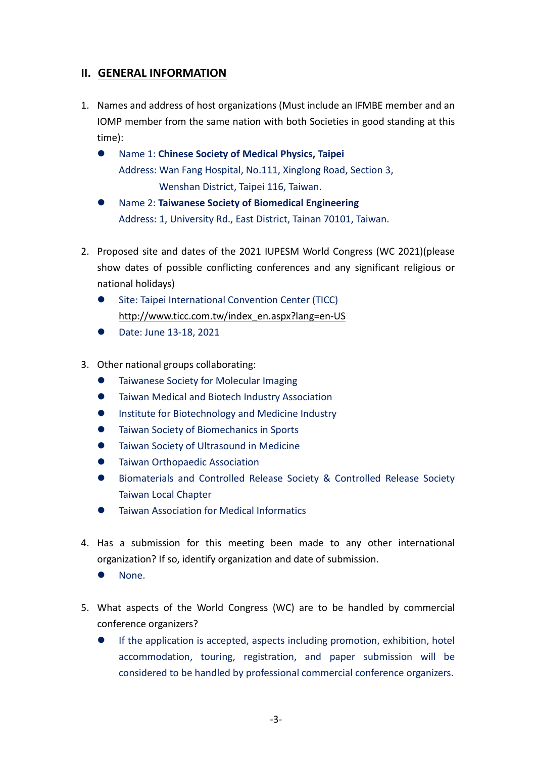## II. GENERAL INFORMATION

1. Names and address of host organizations (Must include an IFMBE member and an IOMP member from the same nation with both Societies in good standing at this time):
   - Name 1: **Chinese Society of Medical Physics, Taipei**
     Address: Wan Fang Hospital, No.111, Xinglong Road, Section 3, Wenshan District, Taipei 116, Taiwan.
   - Name 2: **Taiwanese Society of Biomedical Engineering**
     Address: 1, University Rd., East District, Tainan 70101, Taiwan.

2. Proposed site and dates of the 2021 IUPESM World Congress (WC 2021)(please show dates of possible conflicting conferences and any significant religious or national holidays)
   - Site: Taipei International Convention Center (TICC)
     http://www.ticc.com.tw/index_en.aspx?lang=en-US
   - Date: June 13-18, 2021

3. Other national groups collaborating:
   - Taiwanese Society for Molecular Imaging
   - Taiwan Medical and Biotech Industry Association
   - Institute for Biotechnology and Medicine Industry
   - Taiwan Society of Biomechanics in Sports
   - Taiwan Society of Ultrasound in Medicine
   - Taiwan Orthopaedic Association
   - Biomaterials and Controlled Release Society & Controlled Release Society Taiwan Local Chapter
   - Taiwan Association for Medical Informatics

4. Has a submission for this meeting been made to any other international organization? If so, identify organization and date of submission.
   - None.

5. What aspects of the World Congress (WC) are to be handled by commercial conference organizers?
   - If the application is accepted, aspects including promotion, exhibition, hotel accommodation, touring, registration, and paper submission will be considered to be handled by professional commercial conference organizers.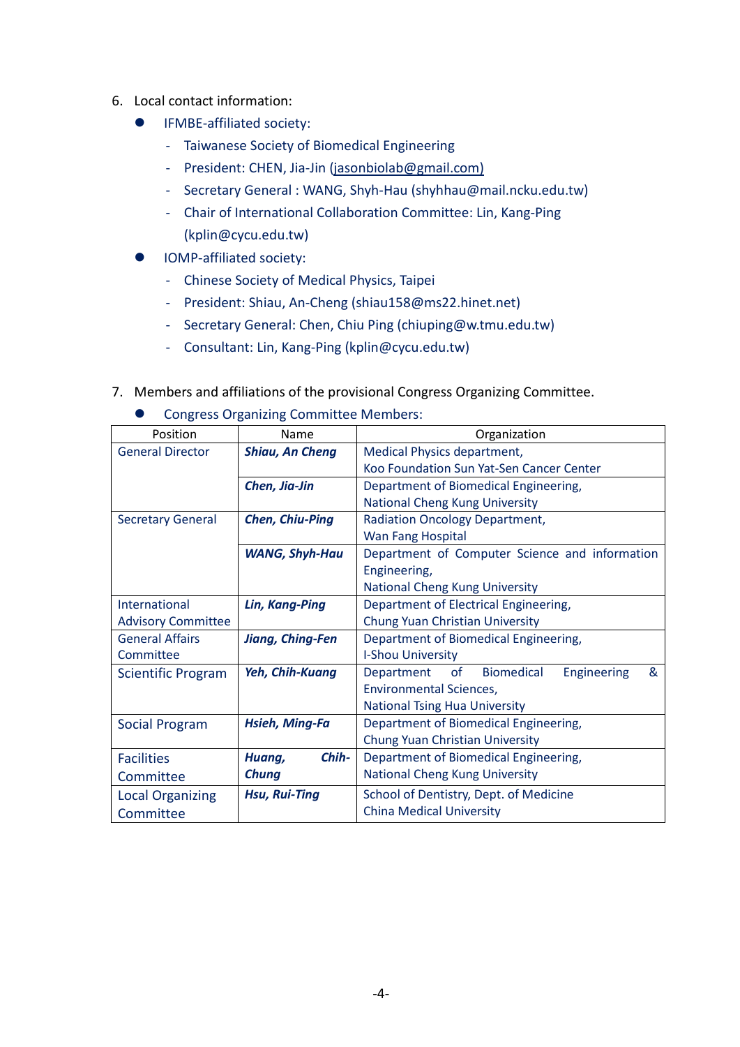6. Local contact information:
   - IFMBE-affiliated society:
     - Taiwanese Society of Biomedical Engineering
     - President: CHEN, Jia-Jin (jasonbiolab@gmail.com)
     - Secretary General : WANG, Shyh-Hau (shyhhau@mail.ncku.edu.tw)
     - Chair of International Collaboration Committee: Lin, Kang-Ping (kplin@cycu.edu.tw)
   - IOMP-affiliated society:
     - Chinese Society of Medical Physics, Taipei
     - President: Shiau, An-Cheng (shiau158@ms22.hinet.net)
     - Secretary General: Chen, Chiu Ping (chiuping@w.tmu.edu.tw)
     - Consultant: Lin, Kang-Ping (kplin@cycu.edu.tw)

7. Members and affiliations of the provisional Congress Organizing Committee.
   - Congress Organizing Committee Members:

| Position | Name | Organization |
|---|---|---|
| General Director | ***Shiau, An Cheng*** | Medical Physics department,<br>Koo Foundation Sun Yat-Sen Cancer Center |
| | ***Chen, Jia-Jin*** | Department of Biomedical Engineering,<br>National Cheng Kung University |
| Secretary General | ***Chen, Chiu-Ping*** | Radiation Oncology Department,<br>Wan Fang Hospital |
| | ***WANG, Shyh-Hau*** | Department of Computer Science and information Engineering,<br>National Cheng Kung University |
| International Advisory Committee | ***Lin, Kang-Ping*** | Department of Electrical Engineering,<br>Chung Yuan Christian University |
| General Affairs Committee | ***Jiang, Ching-Fen*** | Department of Biomedical Engineering,<br>I-Shou University |
| Scientific Program | ***Yeh, Chih-Kuang*** | Department of Biomedical Engineering & Environmental Sciences,<br>National Tsing Hua University |
| Social Program | ***Hsieh, Ming-Fa*** | Department of Biomedical Engineering,<br>Chung Yuan Christian University |
| Facilities Committee | ***Huang, Chih-Chung*** | Department of Biomedical Engineering,<br>National Cheng Kung University |
| Local Organizing Committee | ***Hsu, Rui-Ting*** | School of Dentistry, Dept. of Medicine<br>China Medical University |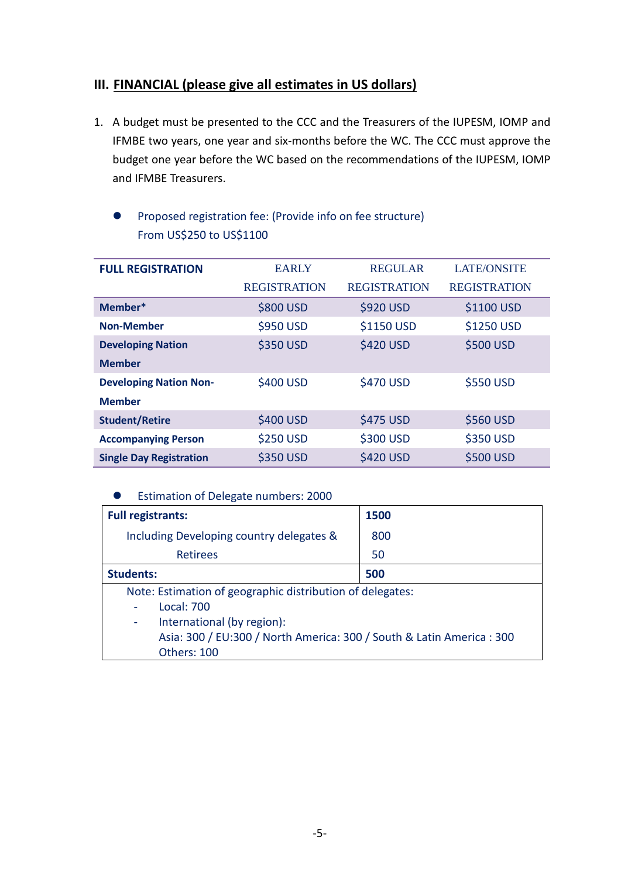## III. FINANCIAL (please give all estimates in US dollars)

1. A budget must be presented to the CCC and the Treasurers of the IUPESM, IOMP and IFMBE two years, one year and six-months before the WC. The CCC must approve the budget one year before the WC based on the recommendations of the IUPESM, IOMP and IFMBE Treasurers.

- Proposed registration fee: (Provide info on fee structure)
  From US$250 to US$1100

| FULL REGISTRATION | EARLY REGISTRATION | REGULAR REGISTRATION | LATE/ONSITE REGISTRATION |
|---|---|---|---|
| **Member*** | $800 USD | $920 USD | $1100 USD |
| **Non-Member** | $950 USD | $1150 USD | $1250 USD |
| **Developing Nation Member** | $350 USD | $420 USD | $500 USD |
| **Developing Nation Non-Member** | $400 USD | $470 USD | $550 USD |
| **Student/Retire** | $400 USD | $475 USD | $560 USD |
| **Accompanying Person** | $250 USD | $300 USD | $350 USD |
| **Single Day Registration** | $350 USD | $420 USD | $500 USD |

- Estimation of Delegate numbers: 2000

| | |
|---|---|
| **Full registrants:** | **1500** |
| Including Developing country delegates & | 800 |
| Retirees | 50 |
| **Students:** | **500** |

Note: Estimation of geographic distribution of delegates:

- Local: 700
- International (by region):
  Asia: 300 / EU:300 / North America: 300 / South & Latin America : 300
  Others: 100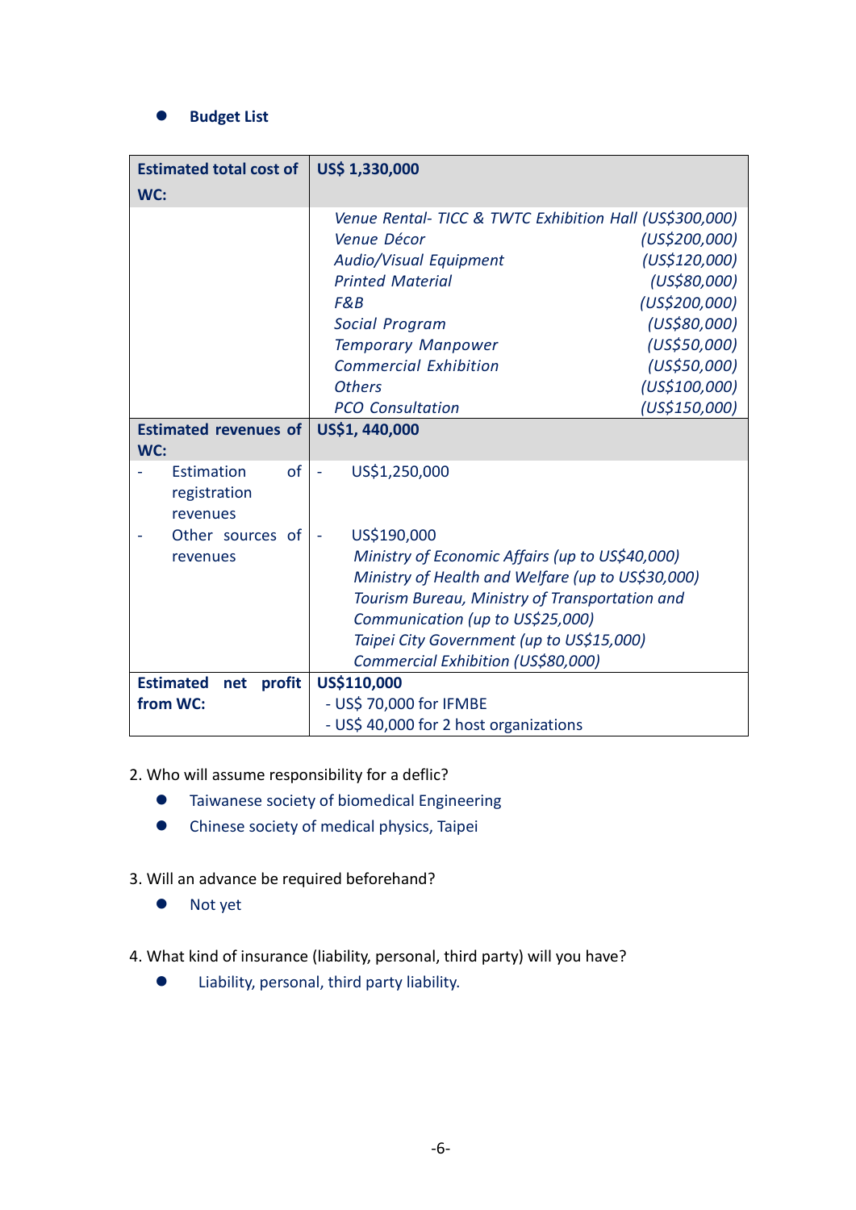- **Budget List**

| | |
|---|---|
| **Estimated total cost of WC:** | **US$ 1,330,000** |
| | *Venue Rental- TICC & TWTC Exhibition Hall (US$300,000)*<br>*Venue Décor (US$200,000)*<br>*Audio/Visual Equipment (US$120,000)*<br>*Printed Material (US$80,000)*<br>*F&B (US$200,000)*<br>*Social Program (US$80,000)*<br>*Temporary Manpower (US$50,000)*<br>*Commercial Exhibition (US$50,000)*<br>*Others (US$100,000)*<br>*PCO Consultation (US$150,000)* |
| **Estimated revenues of WC:** | **US$1, 440,000** |
| - Estimation of registration revenues | - US$1,250,000 |
| - Other sources of revenues | - US$190,000<br>*Ministry of Economic Affairs (up to US$40,000)*<br>*Ministry of Health and Welfare (up to US$30,000)*<br>*Tourism Bureau, Ministry of Transportation and Communication (up to US$25,000)*<br>*Taipei City Government (up to US$15,000)*<br>*Commercial Exhibition (US$80,000)* |
| **Estimated net profit from WC:** | **US$110,000**<br>- US$ 70,000 for IFMBE<br>- US$ 40,000 for 2 host organizations |

2. Who will assume responsibility for a deflic?
   - Taiwanese society of biomedical Engineering
   - Chinese society of medical physics, Taipei

3. Will an advance be required beforehand?
   - Not yet

4. What kind of insurance (liability, personal, third party) will you have?
   - Liability, personal, third party liability.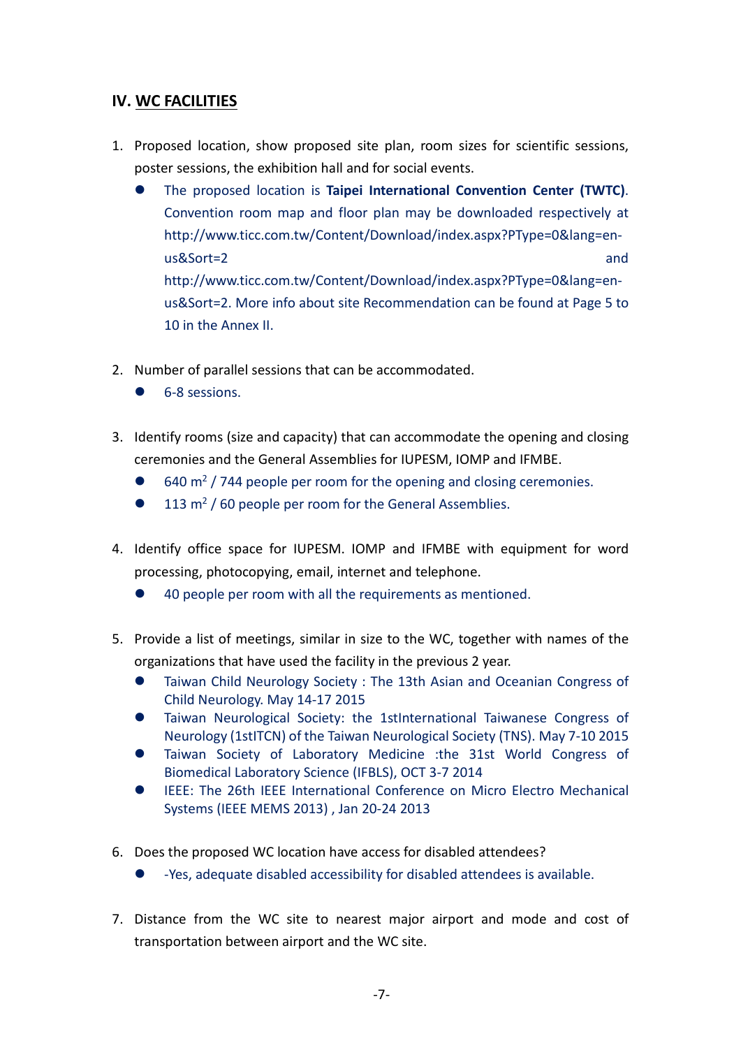## IV. WC FACILITIES

1. Proposed location, show proposed site plan, room sizes for scientific sessions, poster sessions, the exhibition hall and for social events.
   - The proposed location is **Taipei International Convention Center (TWTC)**. Convention room map and floor plan may be downloaded respectively at http://www.ticc.com.tw/Content/Download/index.aspx?PType=0&lang=en-us&Sort=2 and http://www.ticc.com.tw/Content/Download/index.aspx?PType=0&lang=en-us&Sort=2. More info about site Recommendation can be found at Page 5 to 10 in the Annex II.

2. Number of parallel sessions that can be accommodated.
   - 6-8 sessions.

3. Identify rooms (size and capacity) that can accommodate the opening and closing ceremonies and the General Assemblies for IUPESM, IOMP and IFMBE.
   - 640 $m^2$ / 744 people per room for the opening and closing ceremonies.
   - 113 $m^2$ / 60 people per room for the General Assemblies.

4. Identify office space for IUPESM. IOMP and IFMBE with equipment for word processing, photocopying, email, internet and telephone.
   - 40 people per room with all the requirements as mentioned.

5. Provide a list of meetings, similar in size to the WC, together with names of the organizations that have used the facility in the previous 2 year.
   - Taiwan Child Neurology Society : The 13th Asian and Oceanian Congress of Child Neurology. May 14-17 2015
   - Taiwan Neurological Society: the 1stInternational Taiwanese Congress of Neurology (1stITCN) of the Taiwan Neurological Society (TNS). May 7-10 2015
   - Taiwan Society of Laboratory Medicine :the 31st World Congress of Biomedical Laboratory Science (IFBLS), OCT 3-7 2014
   - IEEE: The 26th IEEE International Conference on Micro Electro Mechanical Systems (IEEE MEMS 2013) , Jan 20-24 2013

6. Does the proposed WC location have access for disabled attendees?
   - -Yes, adequate disabled accessibility for disabled attendees is available.

7. Distance from the WC site to nearest major airport and mode and cost of transportation between airport and the WC site.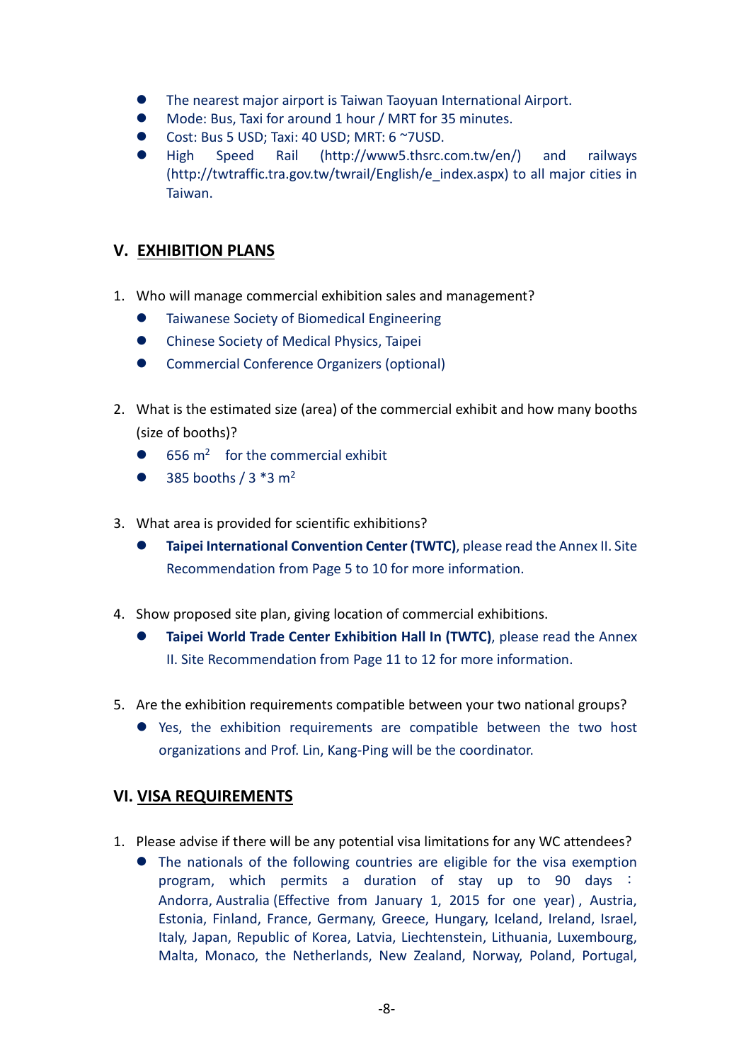- The nearest major airport is Taiwan Taoyuan International Airport.
- Mode: Bus, Taxi for around 1 hour / MRT for 35 minutes.
- Cost: Bus 5 USD; Taxi: 40 USD; MRT: 6 ~7USD.
- High Speed Rail (http://www5.thsrc.com.tw/en/) and railways (http://twtraffic.tra.gov.tw/twrail/English/e_index.aspx) to all major cities in Taiwan.

## V. EXHIBITION PLANS

1. Who will manage commercial exhibition sales and management?
   - Taiwanese Society of Biomedical Engineering
   - Chinese Society of Medical Physics, Taipei
   - Commercial Conference Organizers (optional)

2. What is the estimated size (area) of the commercial exhibit and how many booths (size of booths)?
   - 656 $m^2$ for the commercial exhibit
   - 385 booths / 3 *3 $m^2$

3. What area is provided for scientific exhibitions?
   - **Taipei International Convention Center (TWTC)**, please read the Annex II. Site Recommendation from Page 5 to 10 for more information.

4. Show proposed site plan, giving location of commercial exhibitions.
   - **Taipei World Trade Center Exhibition Hall In (TWTC)**, please read the Annex II. Site Recommendation from Page 11 to 12 for more information.

5. Are the exhibition requirements compatible between your two national groups?
   - Yes, the exhibition requirements are compatible between the two host organizations and Prof. Lin, Kang-Ping will be the coordinator.

## VI. VISA REQUIREMENTS

1. Please advise if there will be any potential visa limitations for any WC attendees?
   - The nationals of the following countries are eligible for the visa exemption program, which permits a duration of stay up to 90 days ： Andorra, Australia (Effective from January 1, 2015 for one year) , Austria, Estonia, Finland, France, Germany, Greece, Hungary, Iceland, Ireland, Israel, Italy, Japan, Republic of Korea, Latvia, Liechtenstein, Lithuania, Luxembourg, Malta, Monaco, the Netherlands, New Zealand, Norway, Poland, Portugal,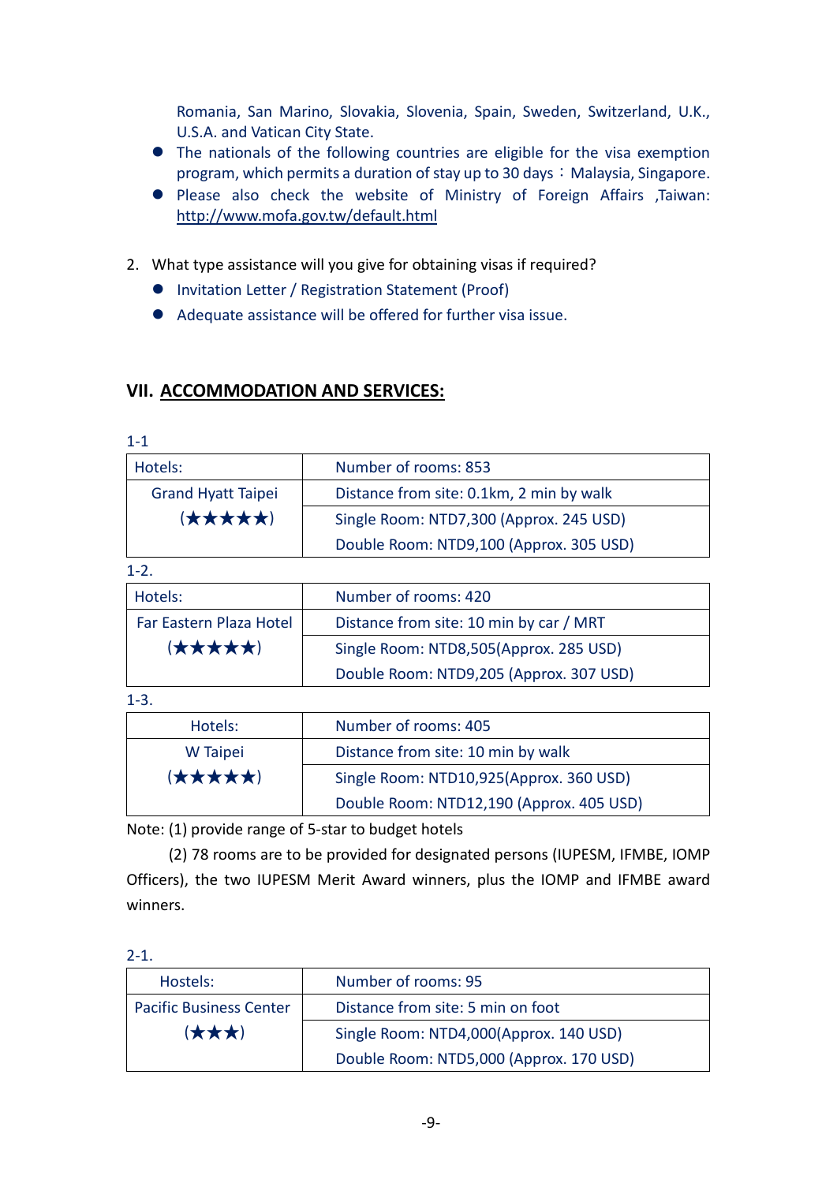Romania, San Marino, Slovakia, Slovenia, Spain, Sweden, Switzerland, U.K., U.S.A. and Vatican City State.

- The nationals of the following countries are eligible for the visa exemption program, which permits a duration of stay up to 30 days：Malaysia, Singapore.
- Please also check the website of Ministry of Foreign Affairs ,Taiwan: http://www.mofa.gov.tw/default.html

2. What type assistance will you give for obtaining visas if required?
   - Invitation Letter / Registration Statement (Proof)
   - Adequate assistance will be offered for further visa issue.

## VII. ACCOMMODATION AND SERVICES:

1-1

| Hotels: | Number of rooms: 853 |
|---|---|
| Grand Hyatt Taipei (★★★★★) | Distance from site: 0.1km, 2 min by walk |
| | Single Room: NTD7,300 (Approx. 245 USD) |
| | Double Room: NTD9,100 (Approx. 305 USD) |

1-2.

| Hotels: | Number of rooms: 420 |
|---|---|
| Far Eastern Plaza Hotel (★★★★★) | Distance from site: 10 min by car / MRT |
| | Single Room: NTD8,505(Approx. 285 USD) |
| | Double Room: NTD9,205 (Approx. 307 USD) |

1-3.

| Hotels: | Number of rooms: 405 |
|---|---|
| W Taipei (★★★★★) | Distance from site: 10 min by walk |
| | Single Room: NTD10,925(Approx. 360 USD) |
| | Double Room: NTD12,190 (Approx. 405 USD) |

Note: (1) provide range of 5-star to budget hotels

(2) 78 rooms are to be provided for designated persons (IUPESM, IFMBE, IOMP Officers), the two IUPESM Merit Award winners, plus the IOMP and IFMBE award winners.

2-1.

| Hostels: | Number of rooms: 95 |
|---|---|
| Pacific Business Center (★★★) | Distance from site: 5 min on foot |
| | Single Room: NTD4,000(Approx. 140 USD) |
| | Double Room: NTD5,000 (Approx. 170 USD) |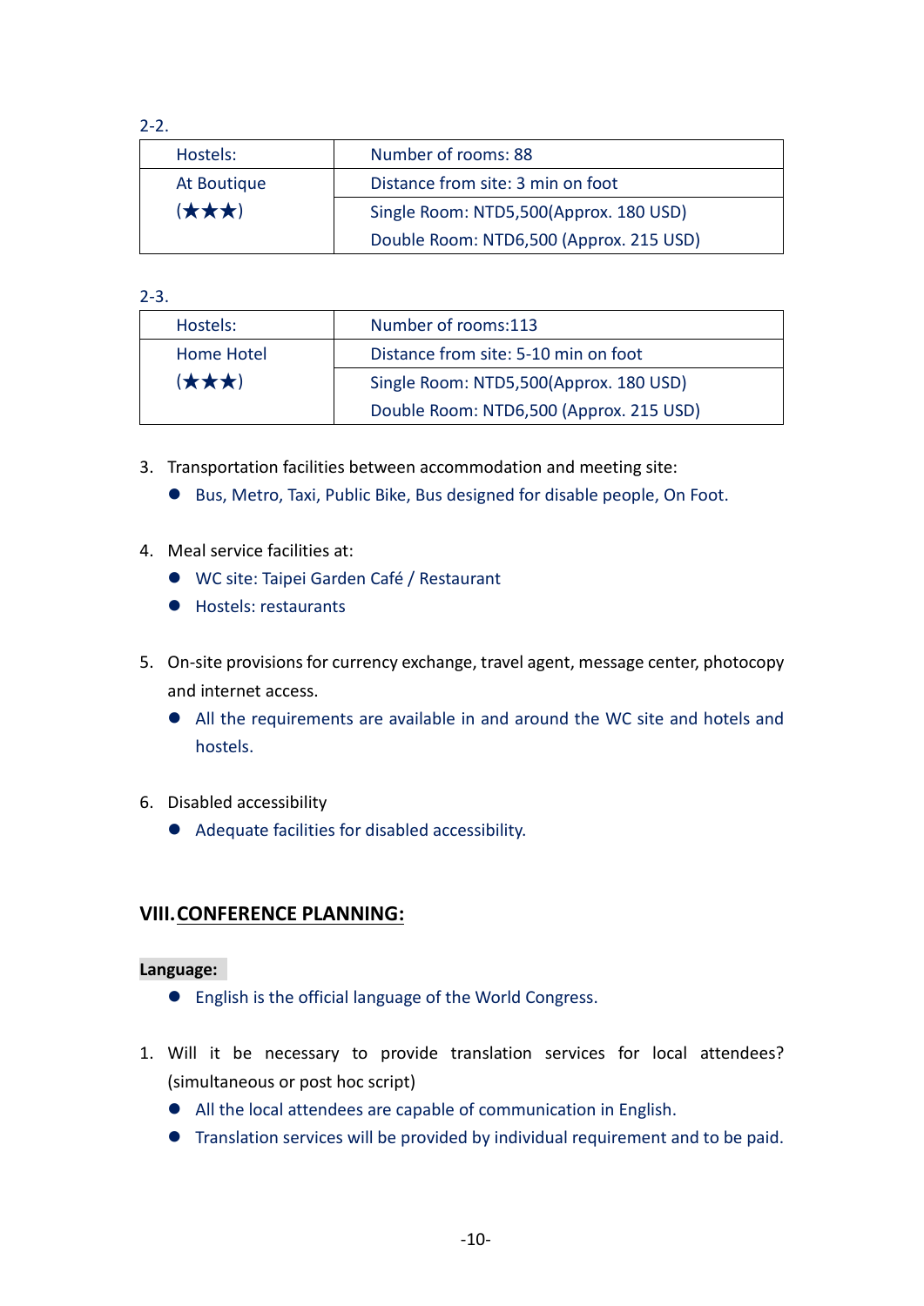2-2.

| Hostels: | Number of rooms: 88 |
|---|---|
| At Boutique (★★★) | Distance from site: 3 min on foot |
| | Single Room: NTD5,500(Approx. 180 USD)<br>Double Room: NTD6,500 (Approx. 215 USD) |

2-3.

| Hostels: | Number of rooms:113 |
|---|---|
| Home Hotel (★★★) | Distance from site: 5-10 min on foot |
| | Single Room: NTD5,500(Approx. 180 USD)<br>Double Room: NTD6,500 (Approx. 215 USD) |

3. Transportation facilities between accommodation and meeting site:
   - Bus, Metro, Taxi, Public Bike, Bus designed for disable people, On Foot.

4. Meal service facilities at:
   - WC site: Taipei Garden Café / Restaurant
   - Hostels: restaurants

5. On-site provisions for currency exchange, travel agent, message center, photocopy and internet access.
   - All the requirements are available in and around the WC site and hotels and hostels.

6. Disabled accessibility
   - Adequate facilities for disabled accessibility.

## VIII. CONFERENCE PLANNING:

**Language:**

- English is the official language of the World Congress.

1. Will it be necessary to provide translation services for local attendees? (simultaneous or post hoc script)
   - All the local attendees are capable of communication in English.
   - Translation services will be provided by individual requirement and to be paid.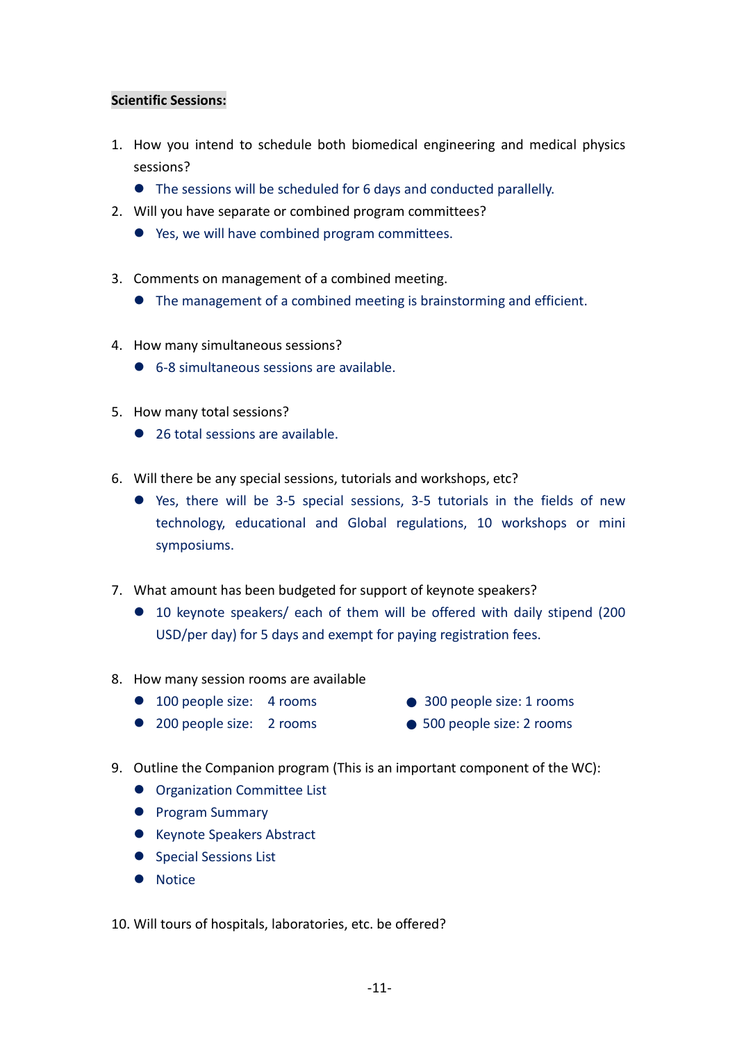**Scientific Sessions:**

1. How you intend to schedule both biomedical engineering and medical physics sessions?
   - The sessions will be scheduled for 6 days and conducted parallelly.
2. Will you have separate or combined program committees?
   - Yes, we will have combined program committees.
3. Comments on management of a combined meeting.
   - The management of a combined meeting is brainstorming and efficient.
4. How many simultaneous sessions?
   - 6-8 simultaneous sessions are available.
5. How many total sessions?
   - 26 total sessions are available.
6. Will there be any special sessions, tutorials and workshops, etc?
   - Yes, there will be 3-5 special sessions, 3-5 tutorials in the fields of new technology, educational and Global regulations, 10 workshops or mini symposiums.
7. What amount has been budgeted for support of keynote speakers?
   - 10 keynote speakers/ each of them will be offered with daily stipend (200 USD/per day) for 5 days and exempt for paying registration fees.
8. How many session rooms are available
   - 100 people size: 4 rooms
   - 200 people size: 2 rooms
   - 300 people size: 1 rooms
   - 500 people size: 2 rooms
9. Outline the Companion program (This is an important component of the WC):
   - Organization Committee List
   - Program Summary
   - Keynote Speakers Abstract
   - Special Sessions List
   - Notice
10. Will tours of hospitals, laboratories, etc. be offered?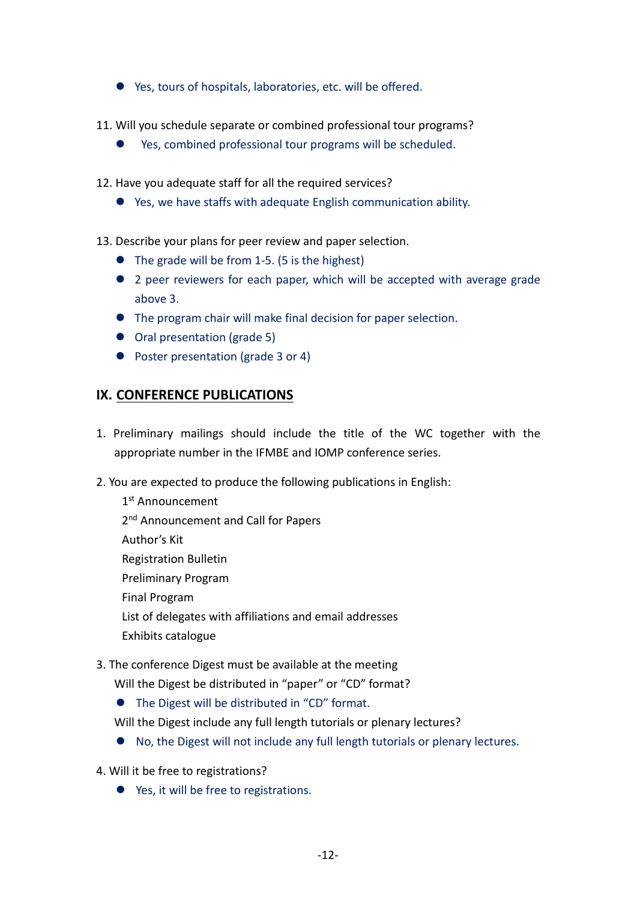- Yes, tours of hospitals, laboratories, etc. will be offered.

11. Will you schedule separate or combined professional tour programs?
    - Yes, combined professional tour programs will be scheduled.

12. Have you adequate staff for all the required services?
    - Yes, we have staffs with adequate English communication ability.

13. Describe your plans for peer review and paper selection.
    - The grade will be from 1-5. (5 is the highest)
    - 2 peer reviewers for each paper, which will be accepted with average grade above 3.
    - The program chair will make final decision for paper selection.
    - Oral presentation (grade 5)
    - Poster presentation (grade 3 or 4)

## IX. CONFERENCE PUBLICATIONS

1. Preliminary mailings should include the title of the WC together with the appropriate number in the IFMBE and IOMP conference series.

2. You are expected to produce the following publications in English:

   1st Announcement
   2nd Announcement and Call for Papers
   Author's Kit
   Registration Bulletin
   Preliminary Program
   Final Program
   List of delegates with affiliations and email addresses
   Exhibits catalogue

3. The conference Digest must be available at the meeting

   Will the Digest be distributed in "paper" or "CD" format?
   - The Digest will be distributed in "CD" format.

   Will the Digest include any full length tutorials or plenary lectures?
   - No, the Digest will not include any full length tutorials or plenary lectures.

4. Will it be free to registrations?
   - Yes, it will be free to registrations.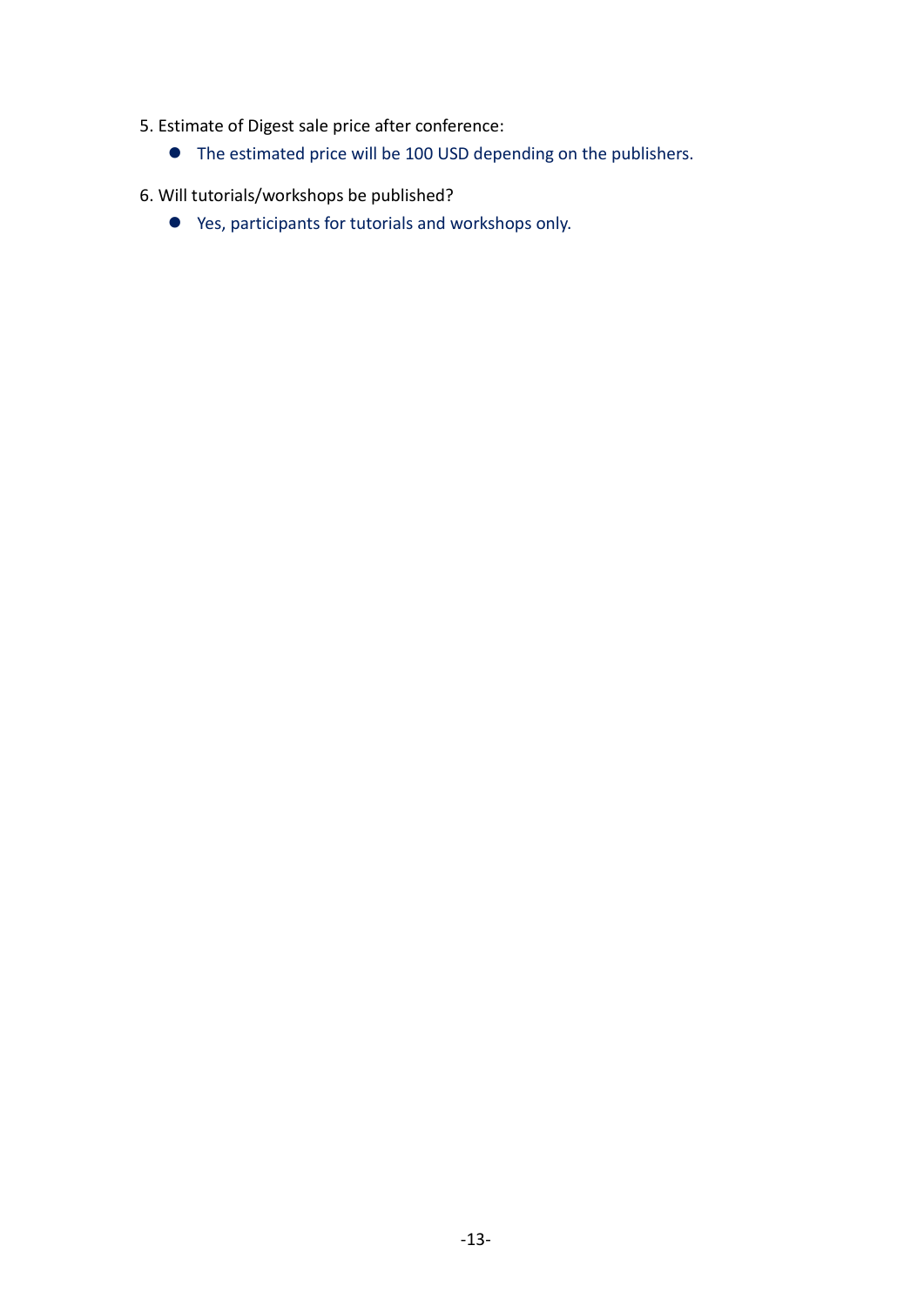5. Estimate of Digest sale price after conference:

- The estimated price will be 100 USD depending on the publishers.

6. Will tutorials/workshops be published?

- Yes, participants for tutorials and workshops only.